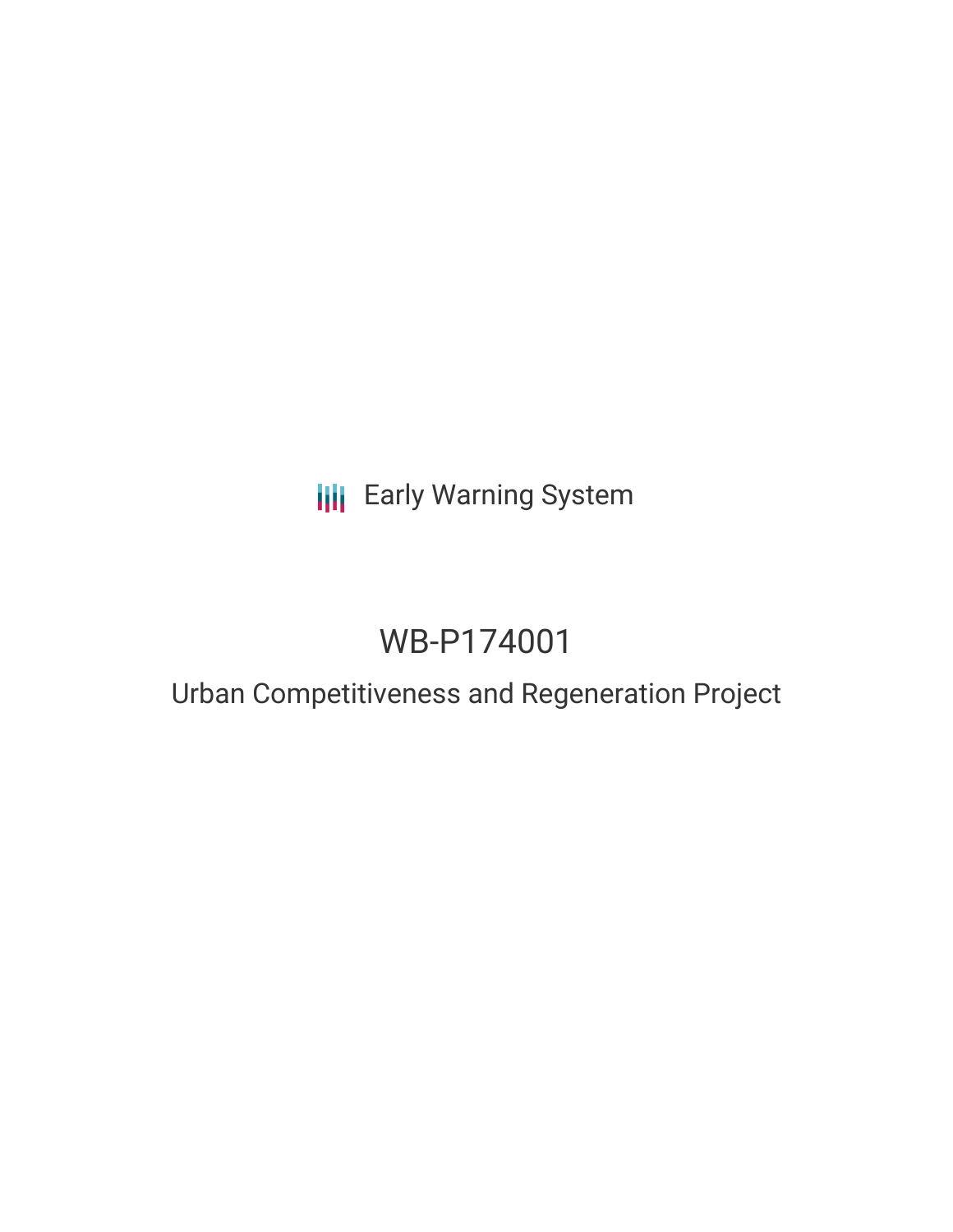Early Warning System

# WB-P174001

## Urban Competitiveness and Regeneration Project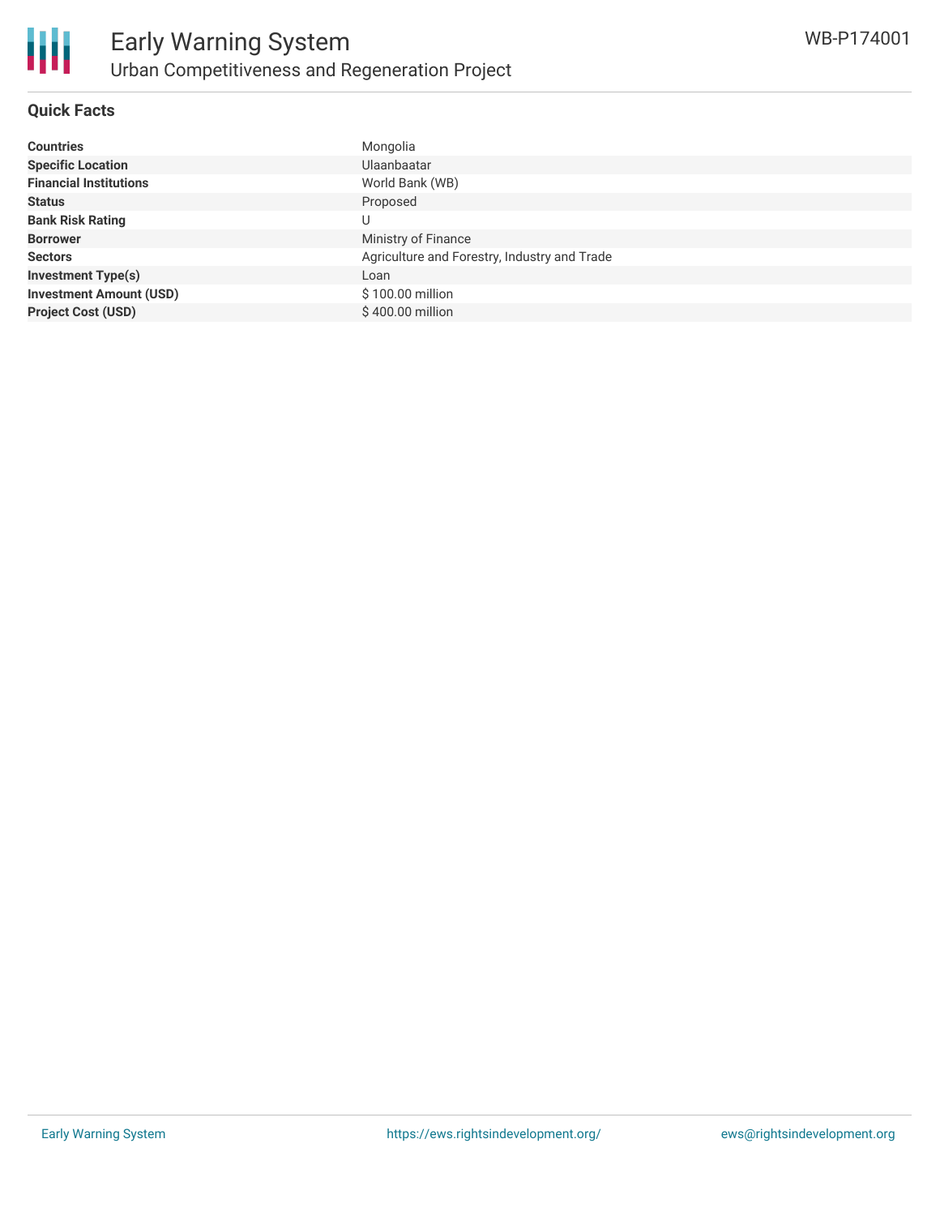# Early Warning System

## Urban Competitiveness and Regeneration Project

WB-P174001

### Quick Facts

| | |
|---|---|
| **Countries** | Mongolia |
| **Specific Location** | Ulaanbaatar |
| **Financial Institutions** | World Bank (WB) |
| **Status** | Proposed |
| **Bank Risk Rating** | U |
| **Borrower** | Ministry of Finance |
| **Sectors** | Agriculture and Forestry, Industry and Trade |
| **Investment Type(s)** | Loan |
| **Investment Amount (USD)** | $ 100.00 million |
| **Project Cost (USD)** | $ 400.00 million |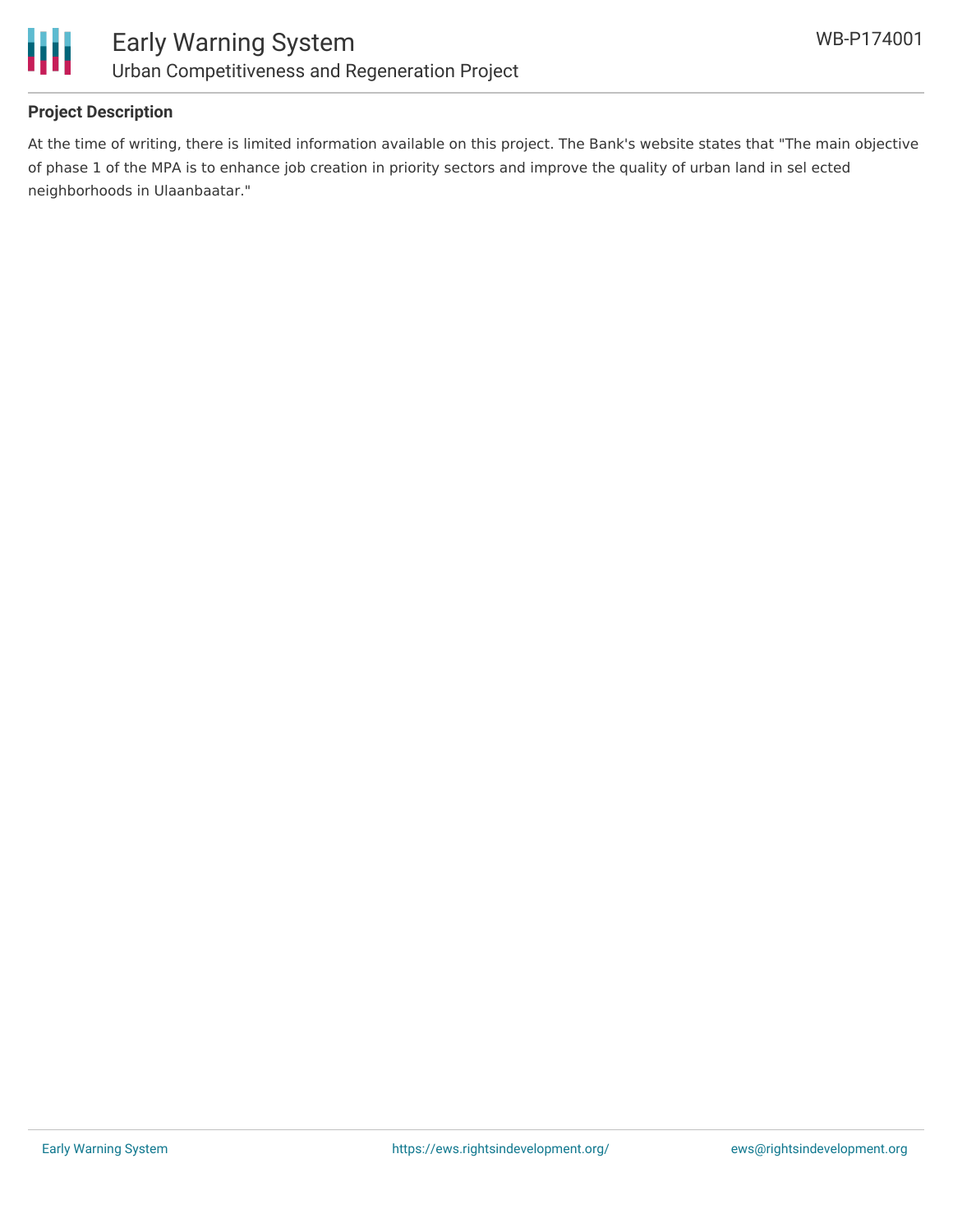## Project Description

At the time of writing, there is limited information available on this project. The Bank's website states that "The main objective of phase 1 of the MPA is to enhance job creation in priority sectors and improve the quality of urban land in sel ected neighborhoods in Ulaanbaatar."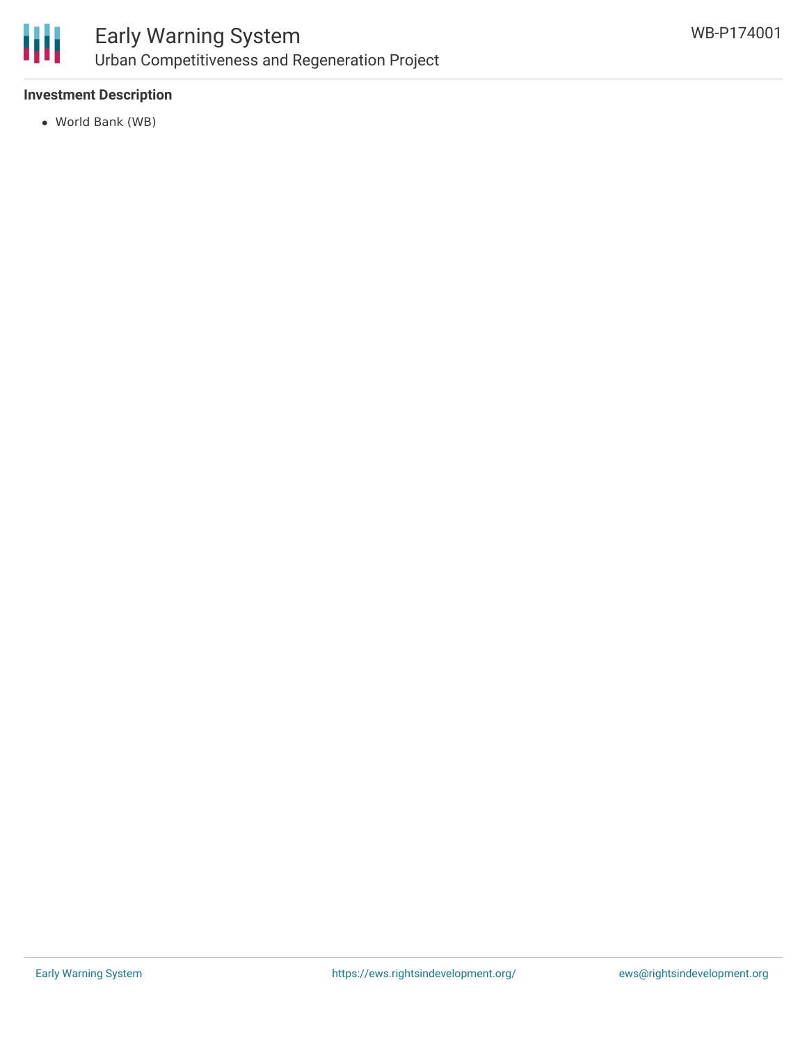### Investment Description

- World Bank (WB)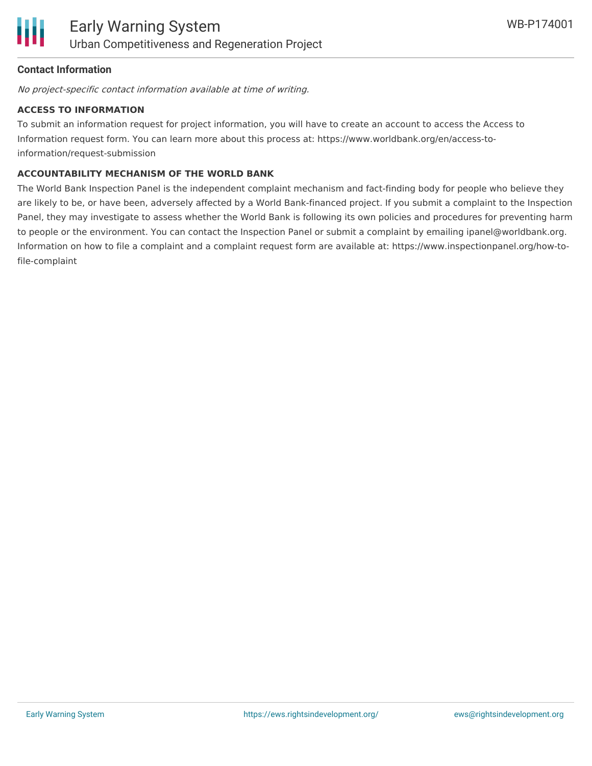**Contact Information**

*No project-specific contact information available at time of writing.*

**ACCESS TO INFORMATION**

To submit an information request for project information, you will have to create an account to access the Access to Information request form. You can learn more about this process at: https://www.worldbank.org/en/access-to-information/request-submission

**ACCOUNTABILITY MECHANISM OF THE WORLD BANK**

The World Bank Inspection Panel is the independent complaint mechanism and fact-finding body for people who believe they are likely to be, or have been, adversely affected by a World Bank-financed project. If you submit a complaint to the Inspection Panel, they may investigate to assess whether the World Bank is following its own policies and procedures for preventing harm to people or the environment. You can contact the Inspection Panel or submit a complaint by emailing ipanel@worldbank.org. Information on how to file a complaint and a complaint request form are available at: https://www.inspectionpanel.org/how-to-file-complaint